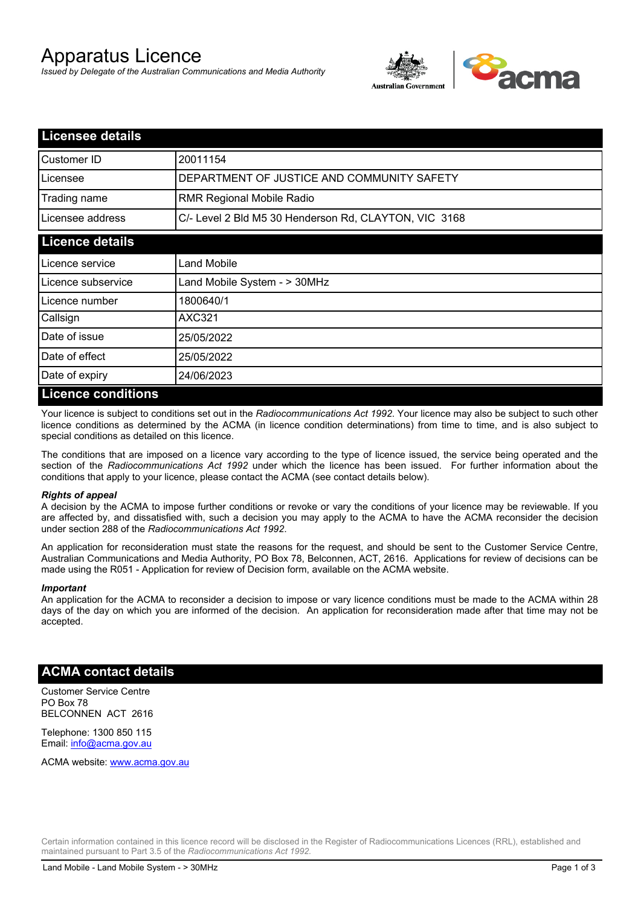# Apparatus Licence

*Issued by Delegate of the Australian Communications and Media Authority*

## Licensee details

| | |
|---|---|
| Customer ID | 20011154 |
| Licensee | DEPARTMENT OF JUSTICE AND COMMUNITY SAFETY |
| Trading name | RMR Regional Mobile Radio |
| Licensee address | C/- Level 2 Bld M5 30 Henderson Rd, CLAYTON, VIC 3168 |

## Licence details

| | |
|---|---|
| Licence service | Land Mobile |
| Licence subservice | Land Mobile System - > 30MHz |
| Licence number | 1800640/1 |
| Callsign | AXC321 |
| Date of issue | 25/05/2022 |
| Date of effect | 25/05/2022 |
| Date of expiry | 24/06/2023 |

## Licence conditions

Your licence is subject to conditions set out in the *Radiocommunications Act 1992*. Your licence may also be subject to such other licence conditions as determined by the ACMA (in licence condition determinations) from time to time, and is also subject to special conditions as detailed on this licence.

The conditions that are imposed on a licence vary according to the type of licence issued, the service being operated and the section of the *Radiocommunications Act 1992* under which the licence has been issued. For further information about the conditions that apply to your licence, please contact the ACMA (see contact details below).

***Rights of appeal***

A decision by the ACMA to impose further conditions or revoke or vary the conditions of your licence may be reviewable. If you are affected by, and dissatisfied with, such a decision you may apply to the ACMA to have the ACMA reconsider the decision under section 288 of the *Radiocommunications Act 1992*.

An application for reconsideration must state the reasons for the request, and should be sent to the Customer Service Centre, Australian Communications and Media Authority, PO Box 78, Belconnen, ACT, 2616. Applications for review of decisions can be made using the R051 - Application for review of Decision form, available on the ACMA website.

***Important***

An application for the ACMA to reconsider a decision to impose or vary licence conditions must be made to the ACMA within 28 days of the day on which you are informed of the decision. An application for reconsideration made after that time may not be accepted.

## ACMA contact details

Customer Service Centre
PO Box 78
BELCONNEN ACT 2616

Telephone: 1300 850 115
Email: info@acma.gov.au

ACMA website: www.acma.gov.au

Certain information contained in this licence record will be disclosed in the Register of Radiocommunications Licences (RRL), established and maintained pursuant to Part 3.5 of the *Radiocommunications Act 1992.*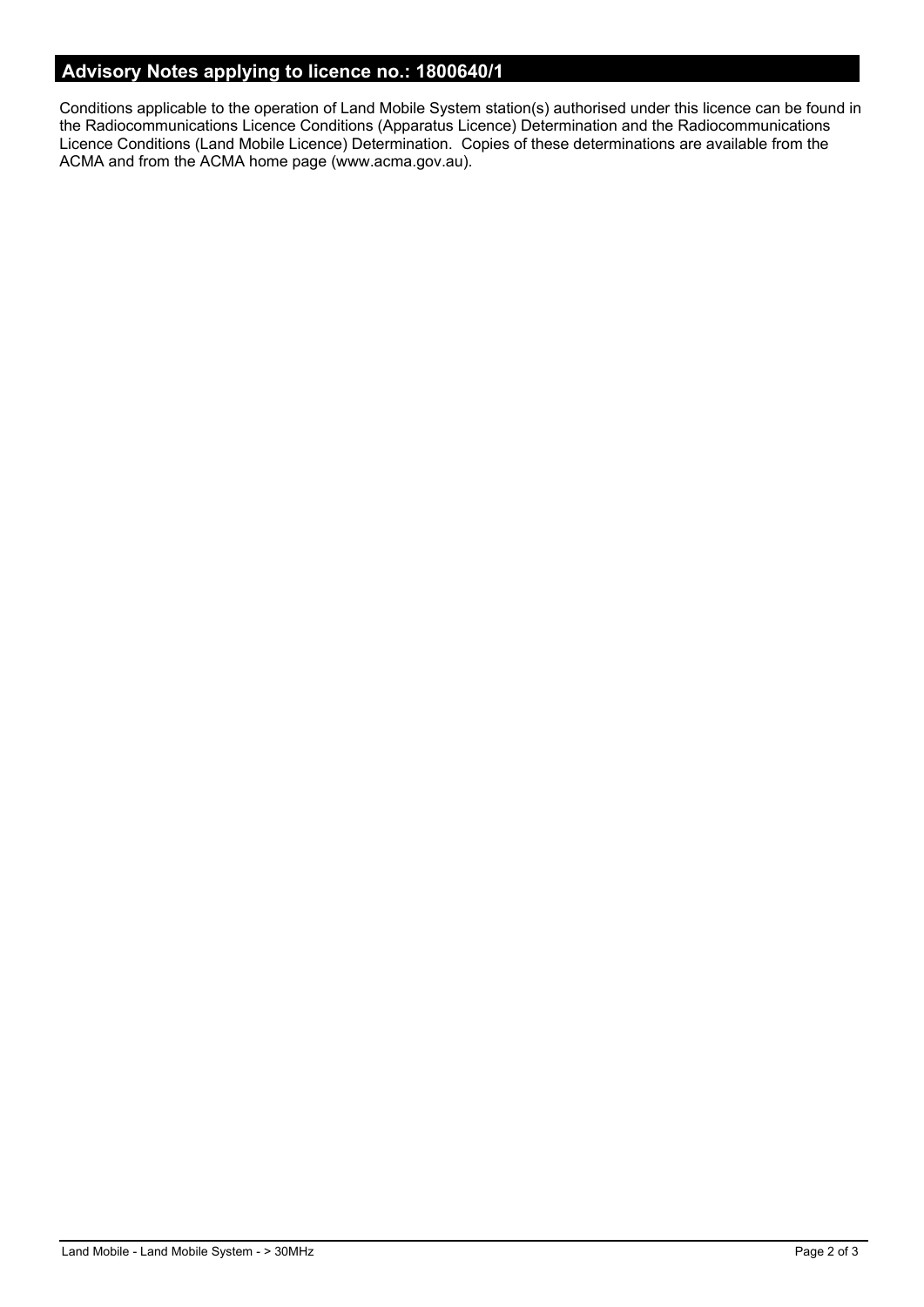## Advisory Notes applying to licence no.: 1800640/1

Conditions applicable to the operation of Land Mobile System station(s) authorised under this licence can be found in the Radiocommunications Licence Conditions (Apparatus Licence) Determination and the Radiocommunications Licence Conditions (Land Mobile Licence) Determination. Copies of these determinations are available from the ACMA and from the ACMA home page (www.acma.gov.au).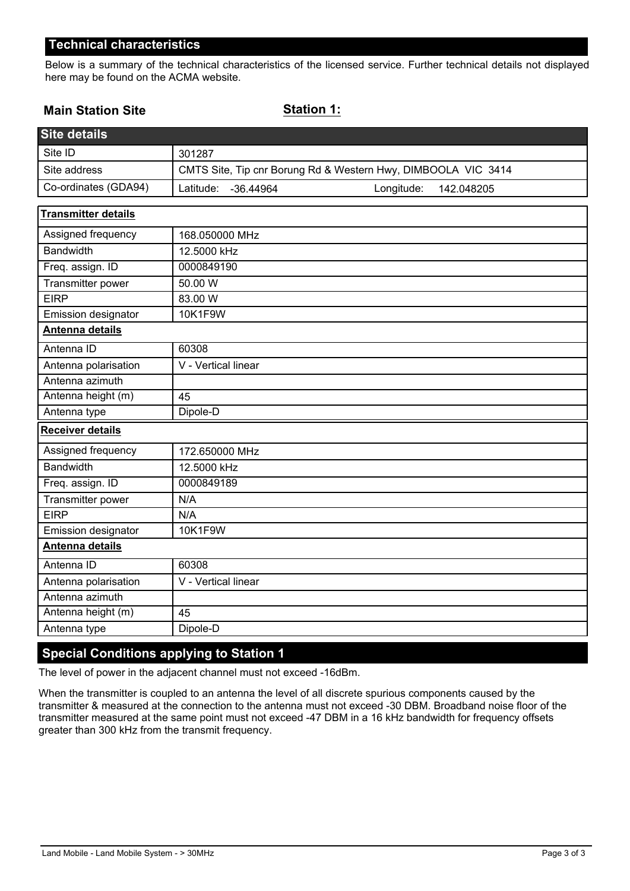## Technical characteristics

Below is a summary of the technical characteristics of the licensed service. Further technical details not displayed here may be found on the ACMA website.

**Main Station Site** **Station 1:**

### Site details

| | |
|---|---|
| Site ID | 301287 |
| Site address | CMTS Site, Tip cnr Borung Rd & Western Hwy, DIMBOOLA VIC 3414 |
| Co-ordinates (GDA94) | Latitude: -36.44964 Longitude: 142.048205 |

| | |
|---|---|
| **Transmitter details** | |
| Assigned frequency | 168.050000 MHz |
| Bandwidth | 12.5000 kHz |
| Freq. assign. ID | 0000849190 |
| Transmitter power | 50.00 W |
| EIRP | 83.00 W |
| Emission designator | 10K1F9W |
| **Antenna details** | |
| Antenna ID | 60308 |
| Antenna polarisation | V - Vertical linear |
| Antenna azimuth | |
| Antenna height (m) | 45 |
| Antenna type | Dipole-D |
| **Receiver details** | |
| Assigned frequency | 172.650000 MHz |
| Bandwidth | 12.5000 kHz |
| Freq. assign. ID | 0000849189 |
| Transmitter power | N/A |
| EIRP | N/A |
| Emission designator | 10K1F9W |
| **Antenna details** | |
| Antenna ID | 60308 |
| Antenna polarisation | V - Vertical linear |
| Antenna azimuth | |
| Antenna height (m) | 45 |
| Antenna type | Dipole-D |

## Special Conditions applying to Station 1

The level of power in the adjacent channel must not exceed -16dBm.

When the transmitter is coupled to an antenna the level of all discrete spurious components caused by the transmitter & measured at the connection to the antenna must not exceed -30 DBM. Broadband noise floor of the transmitter measured at the same point must not exceed -47 DBM in a 16 kHz bandwidth for frequency offsets greater than 300 kHz from the transmit frequency.